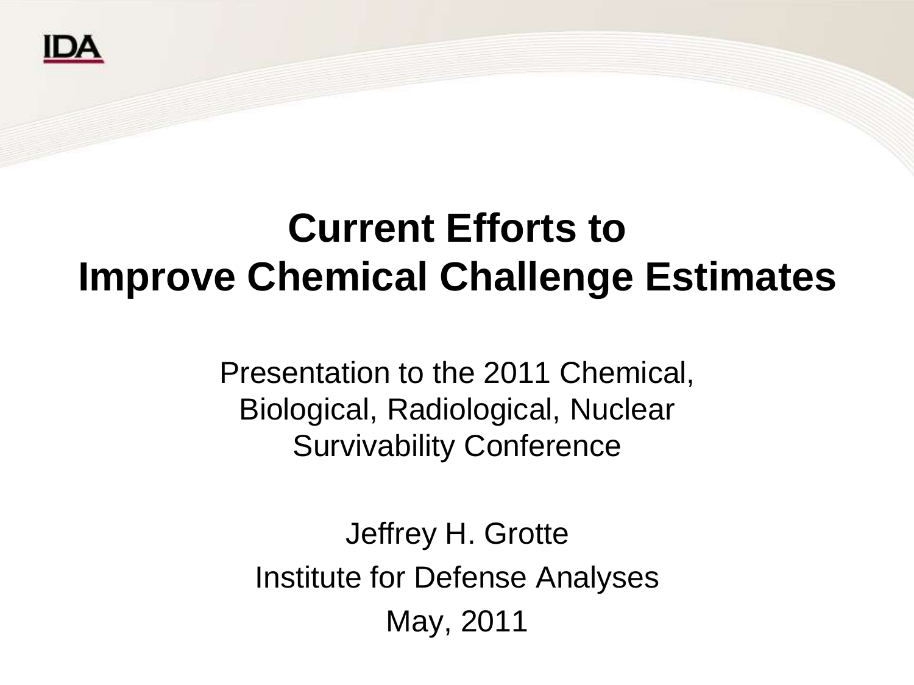# Current Efforts to Improve Chemical Challenge Estimates

Presentation to the 2011 Chemical, Biological, Radiological, Nuclear Survivability Conference

Jeffrey H. Grotte

Institute for Defense Analyses

May, 2011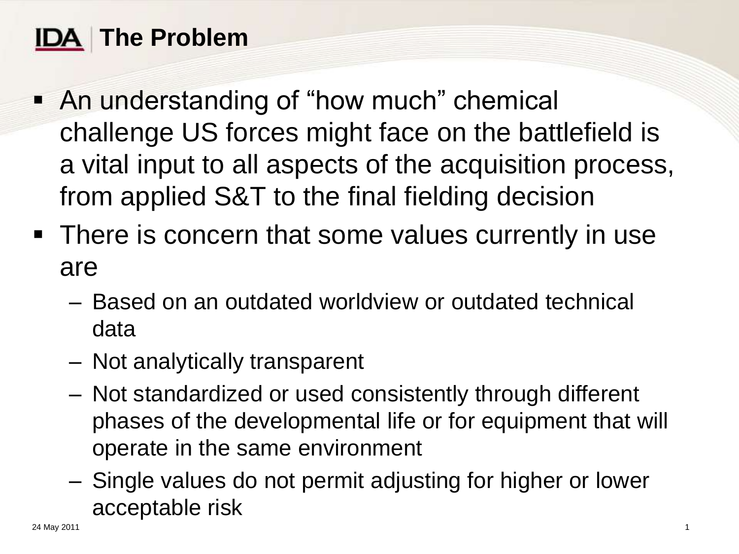# The Problem

- An understanding of "how much" chemical challenge US forces might face on the battlefield is a vital input to all aspects of the acquisition process, from applied S&T to the final fielding decision
- There is concern that some values currently in use are
  - Based on an outdated worldview or outdated technical data
  - Not analytically transparent
  - Not standardized or used consistently through different phases of the developmental life or for equipment that will operate in the same environment
  - Single values do not permit adjusting for higher or lower acceptable risk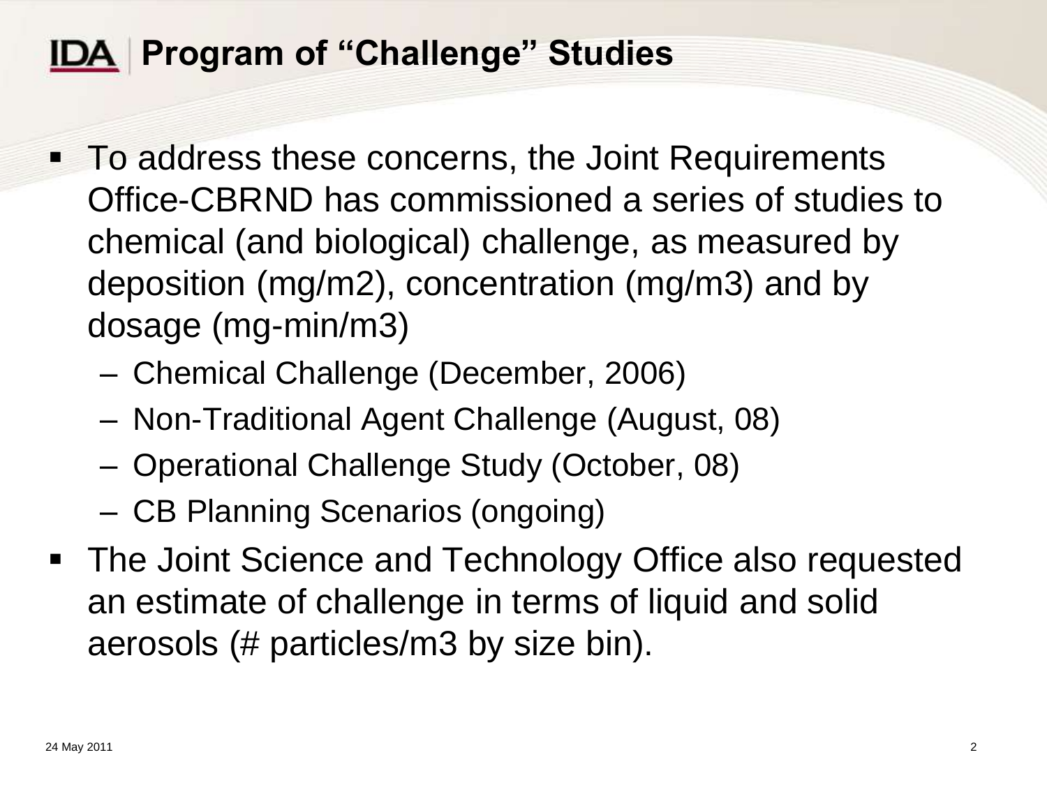## Program of "Challenge" Studies

- To address these concerns, the Joint Requirements Office-CBRND has commissioned a series of studies to chemical (and biological) challenge, as measured by deposition (mg/m2), concentration (mg/m3) and by dosage (mg-min/m3)
  - Chemical Challenge (December, 2006)
  - Non-Traditional Agent Challenge (August, 08)
  - Operational Challenge Study (October, 08)
  - CB Planning Scenarios (ongoing)
- The Joint Science and Technology Office also requested an estimate of challenge in terms of liquid and solid aerosols (# particles/m3 by size bin).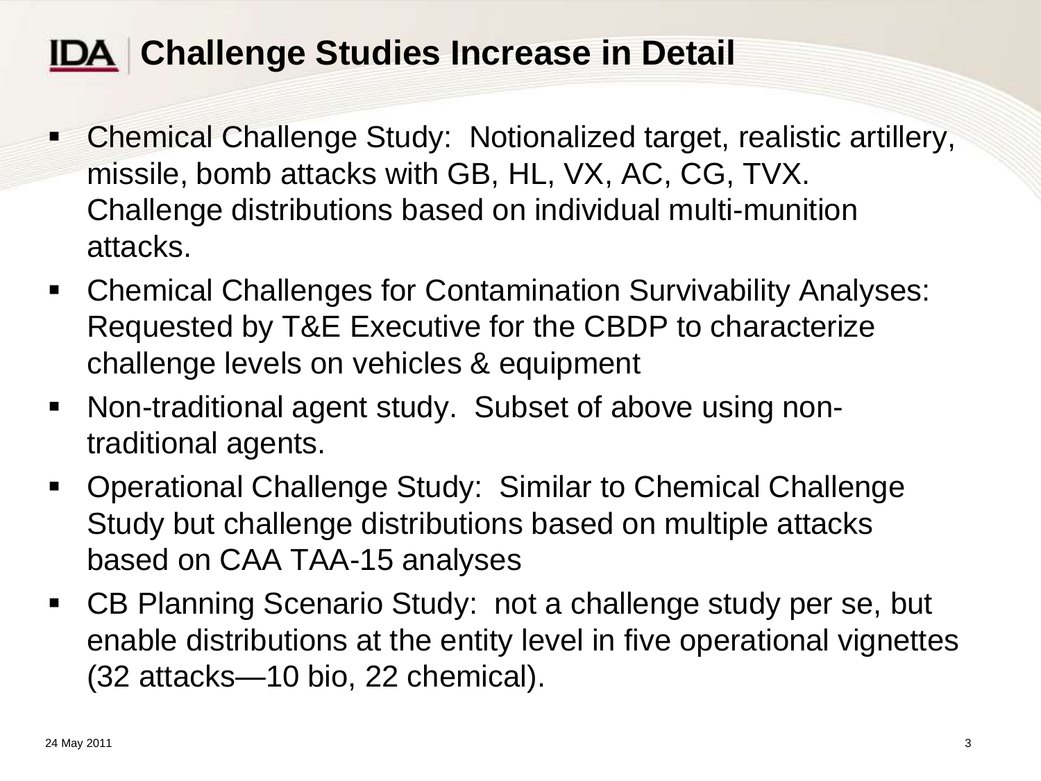# Challenge Studies Increase in Detail

- Chemical Challenge Study: Notionalized target, realistic artillery, missile, bomb attacks with GB, HL, VX, AC, CG, TVX. Challenge distributions based on individual multi-munition attacks.
- Chemical Challenges for Contamination Survivability Analyses: Requested by T&E Executive for the CBDP to characterize challenge levels on vehicles & equipment
- Non-traditional agent study. Subset of above using non-traditional agents.
- Operational Challenge Study: Similar to Chemical Challenge Study but challenge distributions based on multiple attacks based on CAA TAA-15 analyses
- CB Planning Scenario Study: not a challenge study per se, but enable distributions at the entity level in five operational vignettes (32 attacks—10 bio, 22 chemical).

24 May 2011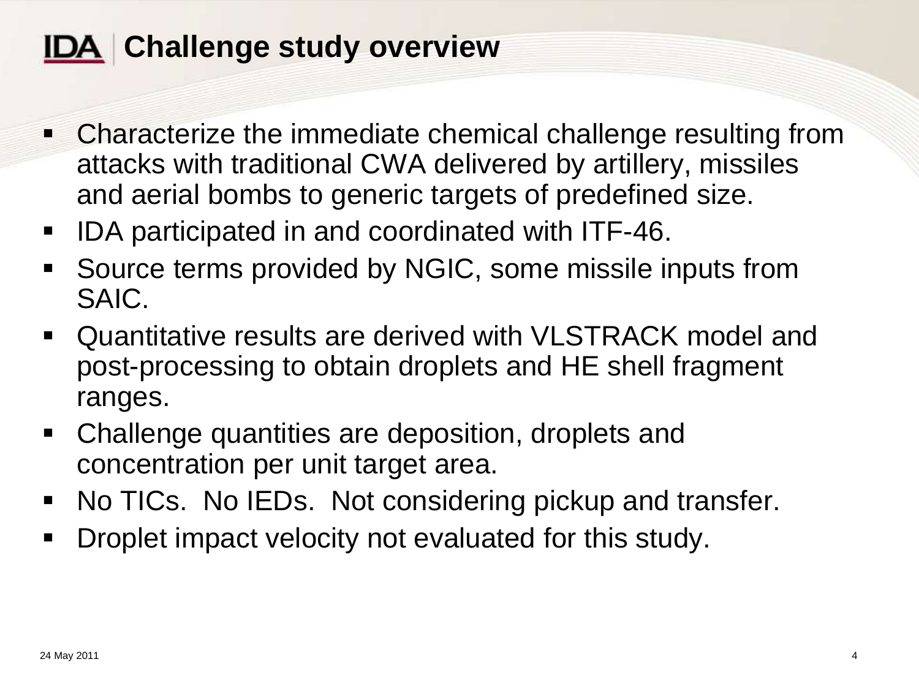# IDA | Challenge study overview

- Characterize the immediate chemical challenge resulting from attacks with traditional CWA delivered by artillery, missiles and aerial bombs to generic targets of predefined size.
- IDA participated in and coordinated with ITF-46.
- Source terms provided by NGIC, some missile inputs from SAIC.
- Quantitative results are derived with VLSTRACK model and post-processing to obtain droplets and HE shell fragment ranges.
- Challenge quantities are deposition, droplets and concentration per unit target area.
- No TICs. No IEDs. Not considering pickup and transfer.
- Droplet impact velocity not evaluated for this study.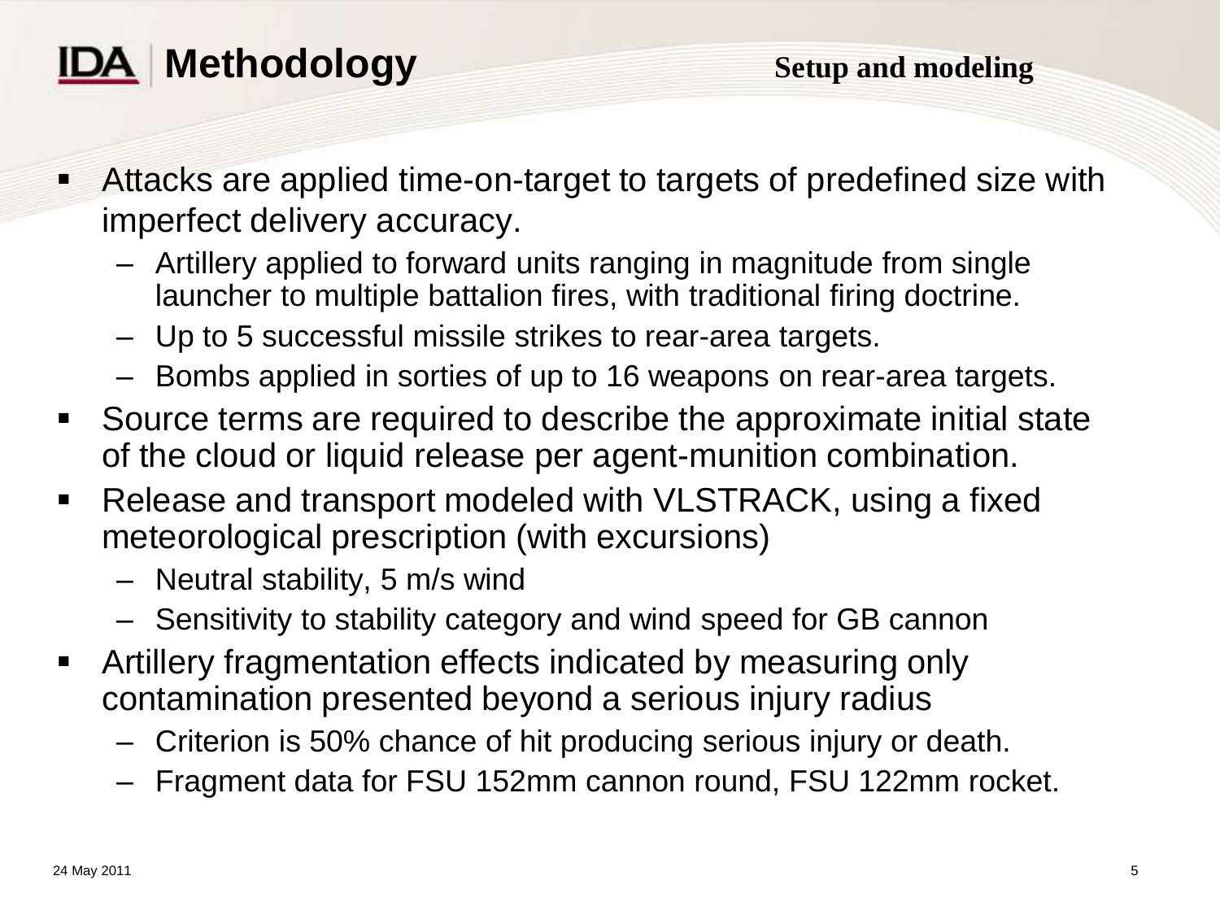# Methodology

**Setup and modeling**

- Attacks are applied time-on-target to targets of predefined size with imperfect delivery accuracy.
  - Artillery applied to forward units ranging in magnitude from single launcher to multiple battalion fires, with traditional firing doctrine.
  - Up to 5 successful missile strikes to rear-area targets.
  - Bombs applied in sorties of up to 16 weapons on rear-area targets.
- Source terms are required to describe the approximate initial state of the cloud or liquid release per agent-munition combination.
- Release and transport modeled with VLSTRACK, using a fixed meteorological prescription (with excursions)
  - Neutral stability, 5 m/s wind
  - Sensitivity to stability category and wind speed for GB cannon
- Artillery fragmentation effects indicated by measuring only contamination presented beyond a serious injury radius
  - Criterion is 50% chance of hit producing serious injury or death.
  - Fragment data for FSU 152mm cannon round, FSU 122mm rocket.

24 May 2011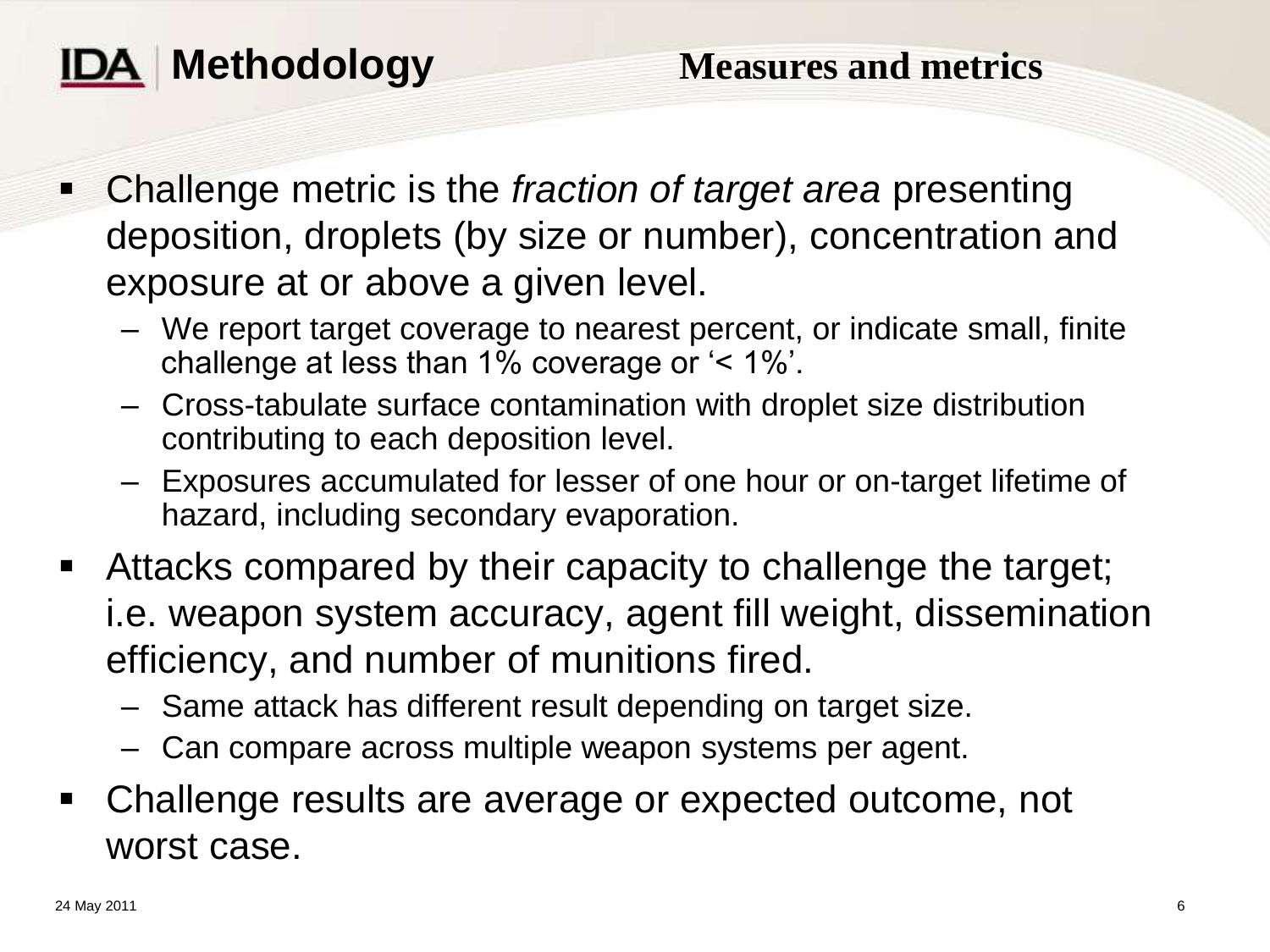# Methodology

## Measures and metrics

- Challenge metric is the *fraction of target area* presenting deposition, droplets (by size or number), concentration and exposure at or above a given level.
  - We report target coverage to nearest percent, or indicate small, finite challenge at less than 1% coverage or '< 1%'.
  - Cross-tabulate surface contamination with droplet size distribution contributing to each deposition level.
  - Exposures accumulated for lesser of one hour or on-target lifetime of hazard, including secondary evaporation.
- Attacks compared by their capacity to challenge the target; i.e. weapon system accuracy, agent fill weight, dissemination efficiency, and number of munitions fired.
  - Same attack has different result depending on target size.
  - Can compare across multiple weapon systems per agent.
- Challenge results are average or expected outcome, not worst case.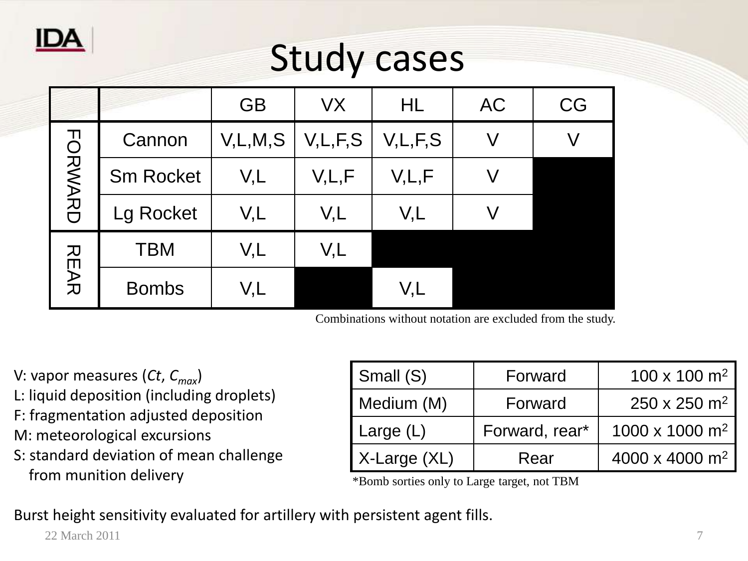# Study cases

| | | GB | VX | HL | AC | CG |
|---|---|---|---|---|---|---|
| FORWARD | Cannon | V,L,M,S | V,L,F,S | V,L,F,S | V | V |
| | Sm Rocket | V,L | V,L,F | V,L,F | V | |
| | Lg Rocket | V,L | V,L | V,L | V | |
| REAR | TBM | V,L | V,L | | | |
| | Bombs | V,L | | V,L | | |

Combinations without notation are excluded from the study.

V: vapor measures ($Ct$, $C_{max}$)
L: liquid deposition (including droplets)
F: fragmentation adjusted deposition
M: meteorological excursions
S: standard deviation of mean challenge from munition delivery

| | | |
|---|---|---|
| Small (S) | Forward | 100 x 100 m$^2$ |
| Medium (M) | Forward | 250 x 250 m$^2$ |
| Large (L) | Forward, rear* | 1000 x 1000 m$^2$ |
| X-Large (XL) | Rear | 4000 x 4000 m$^2$ |

*Bomb sorties only to Large target, not TBM

Burst height sensitivity evaluated for artillery with persistent agent fills.

22 March 2011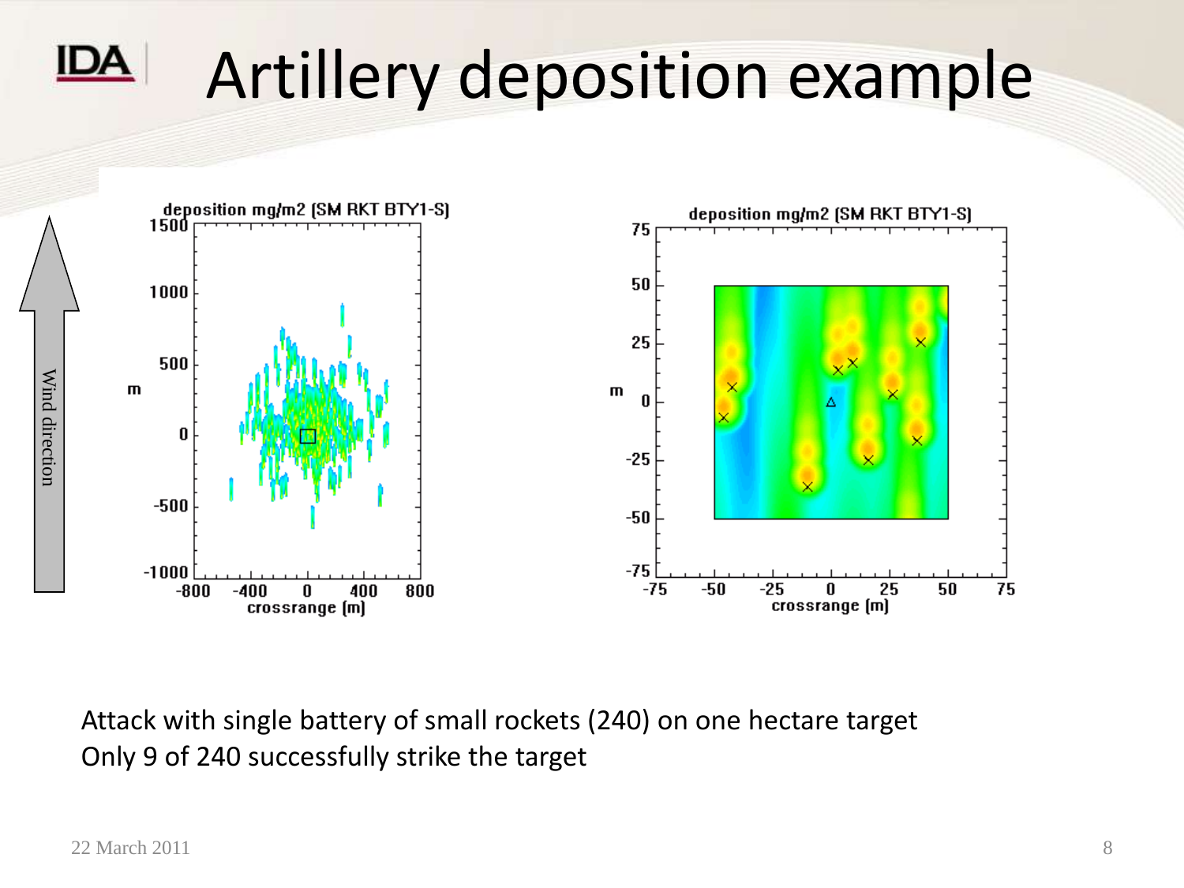# Artillery deposition example

Attack with single battery of small rockets (240) on one hectare target
Only 9 of 240 successfully strike the target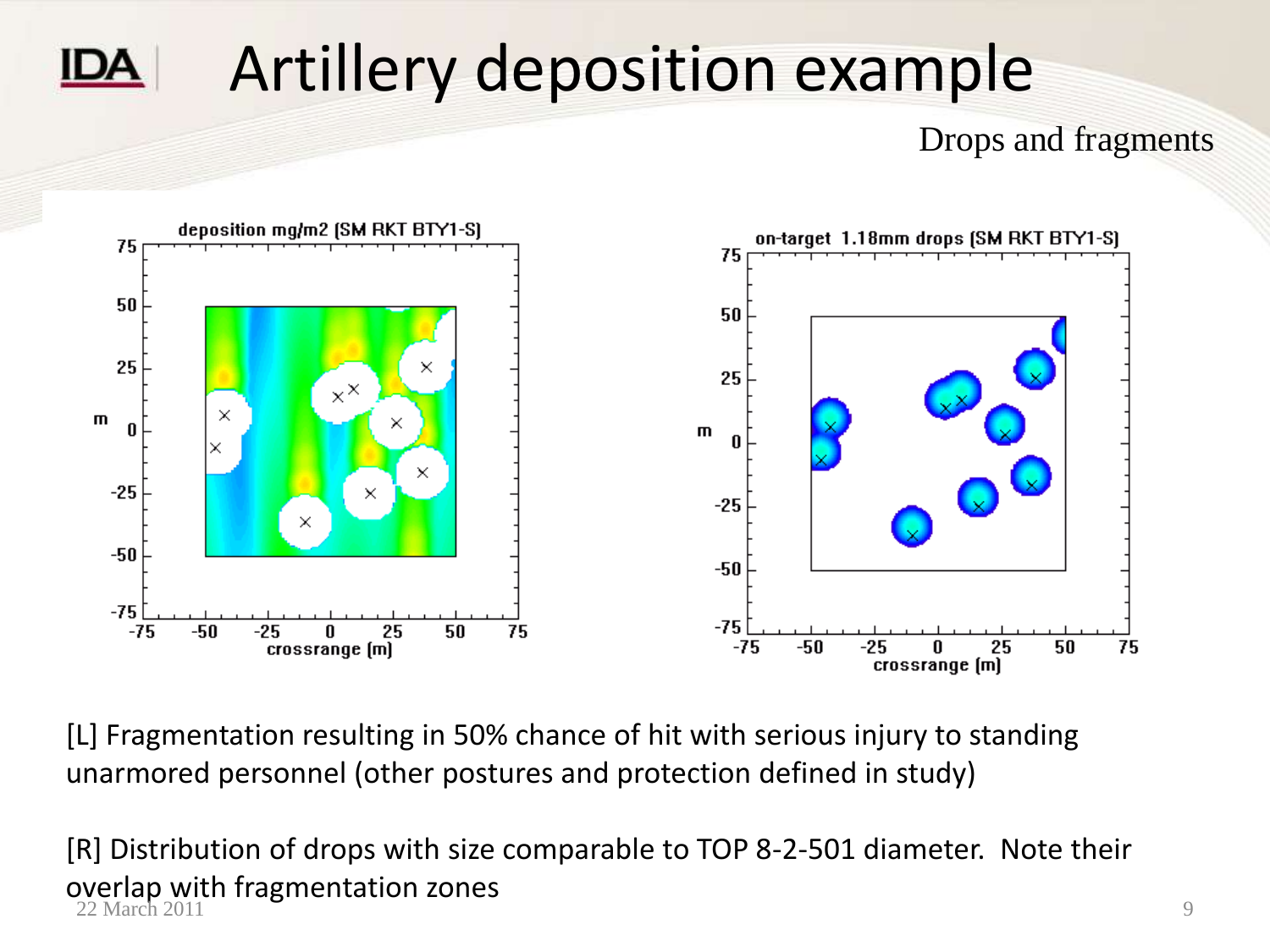# Artillery deposition example

Drops and fragments

[L] Fragmentation resulting in 50% chance of hit with serious injury to standing unarmored personnel (other postures and protection defined in study)

[R] Distribution of drops with size comparable to TOP 8-2-501 diameter. Note their overlap with fragmentation zones

22 March 2011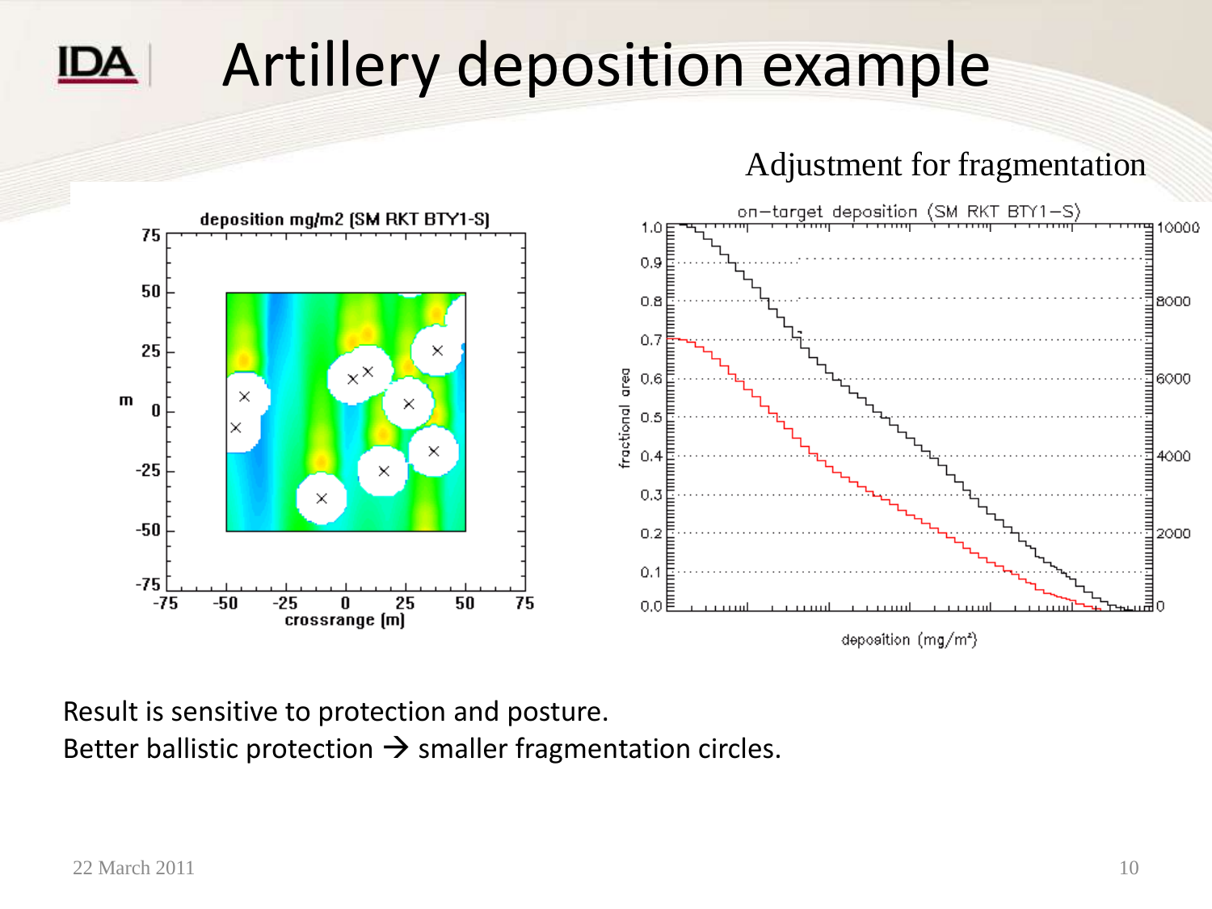# Artillery deposition example

Adjustment for fragmentation

Result is sensitive to protection and posture.
Better ballistic protection → smaller fragmentation circles.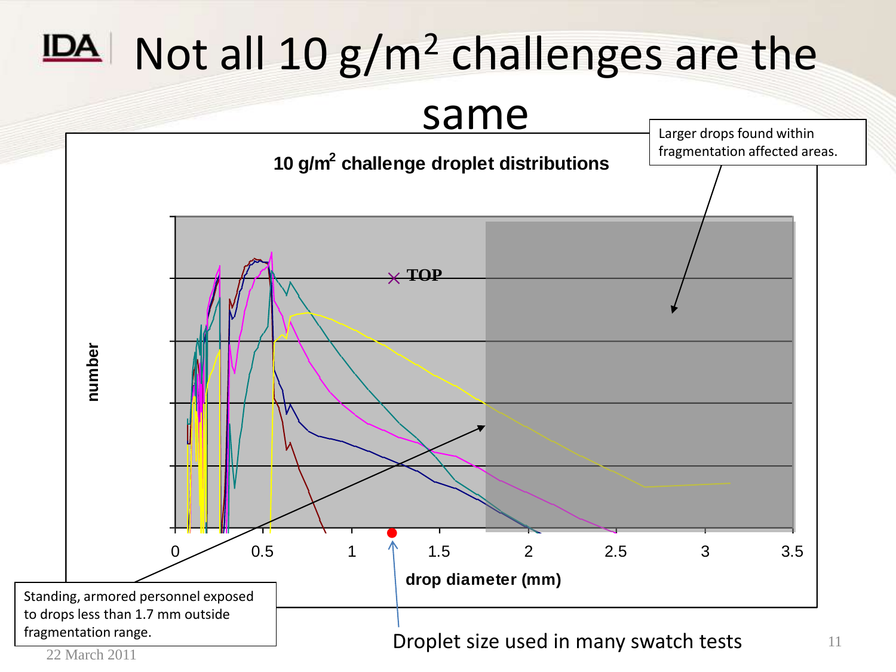# Not all 10 g/m$^2$ challenges are the same

**10 g/m$^2$ challenge droplet distributions**

**number**

× **TOP**

0 0.5 1 1.5 2 2.5 3 3.5

**drop diameter (mm)**

Larger drops found within fragmentation affected areas.

Standing, armored personnel exposed to drops less than 1.7 mm outside fragmentation range.

Droplet size used in many swatch tests

22 March 2011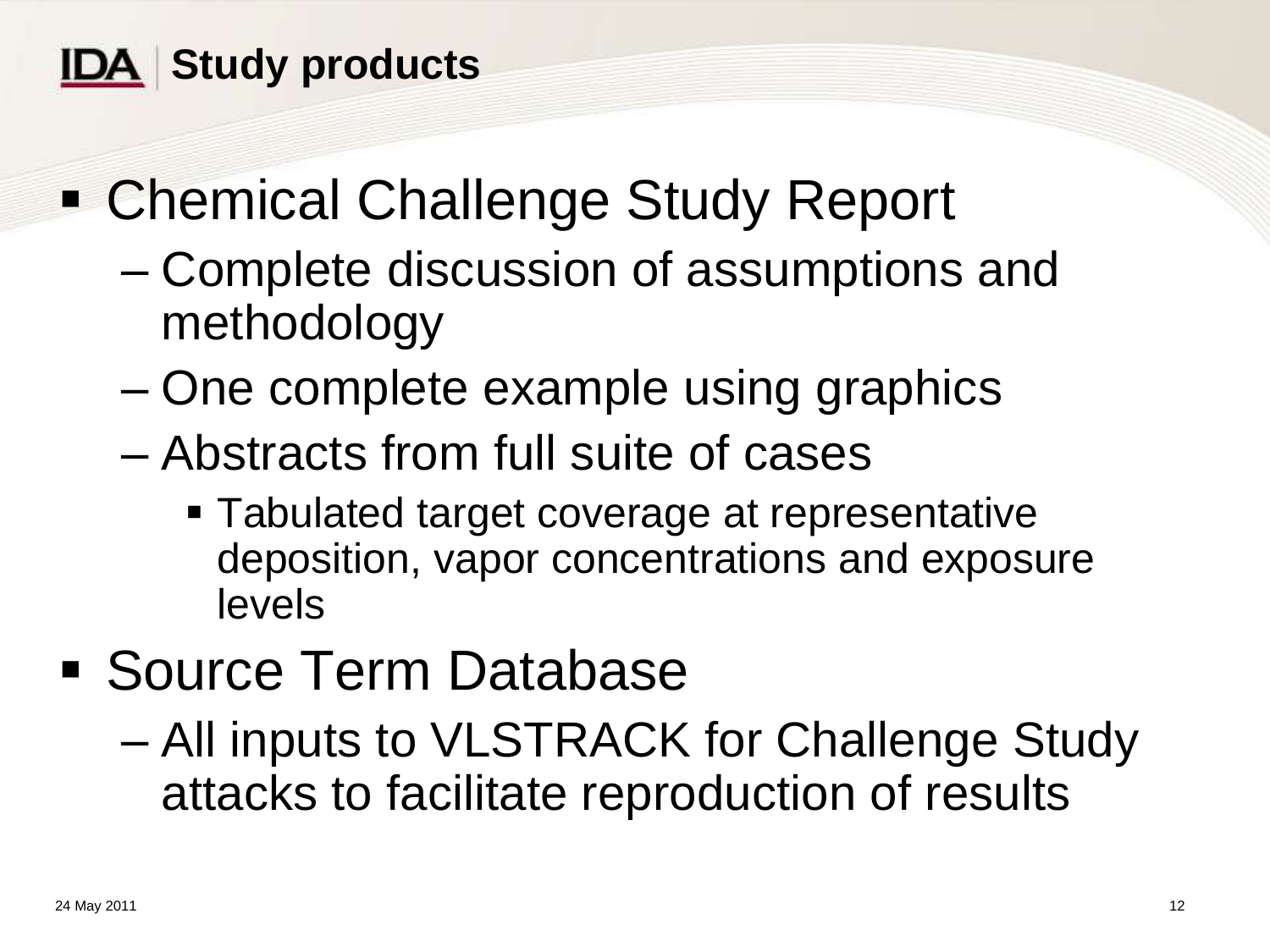## Study products

- Chemical Challenge Study Report
  - Complete discussion of assumptions and methodology
  - One complete example using graphics
  - Abstracts from full suite of cases
    - Tabulated target coverage at representative deposition, vapor concentrations and exposure levels
- Source Term Database
  - All inputs to VLSTRACK for Challenge Study attacks to facilitate reproduction of results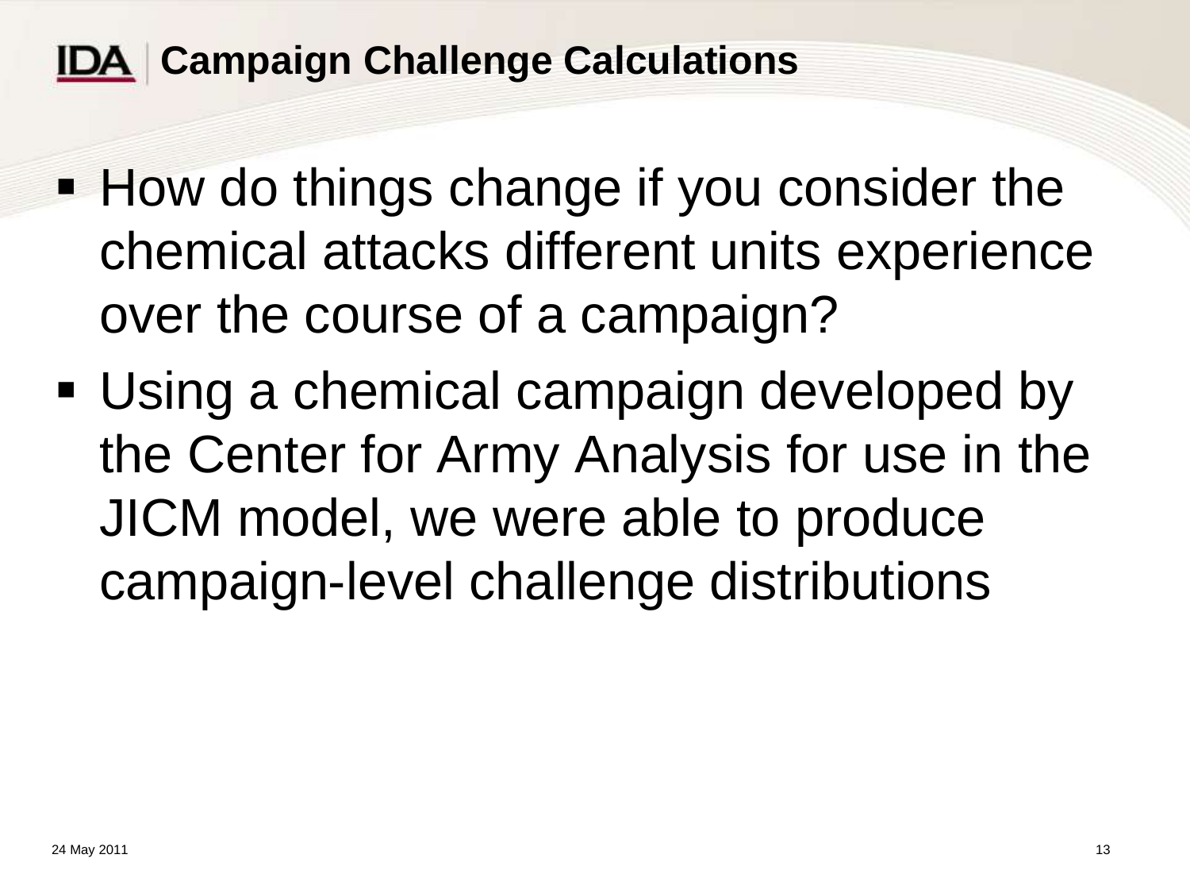## Campaign Challenge Calculations

- How do things change if you consider the chemical attacks different units experience over the course of a campaign?
- Using a chemical campaign developed by the Center for Army Analysis for use in the JICM model, we were able to produce campaign-level challenge distributions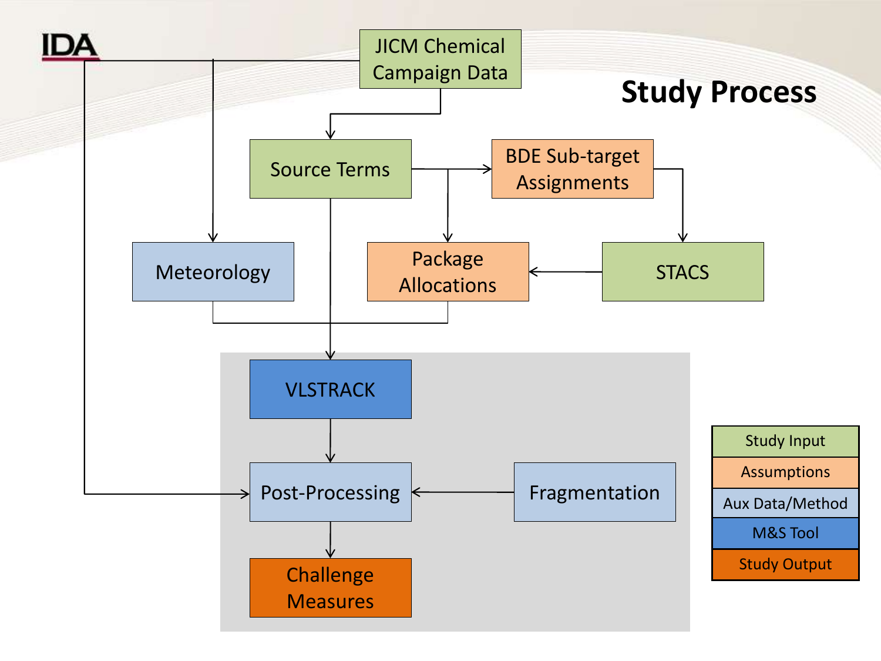# Study Process

JICM Chemical Campaign Data

Source Terms

BDE Sub-target Assignments

Meteorology

Package Allocations

STACS

VLSTRACK

Post-Processing

Fragmentation

Challenge Measures

| Legend |
| --- |
| Study Input |
| Assumptions |
| Aux Data/Method |
| M&S Tool |
| Study Output |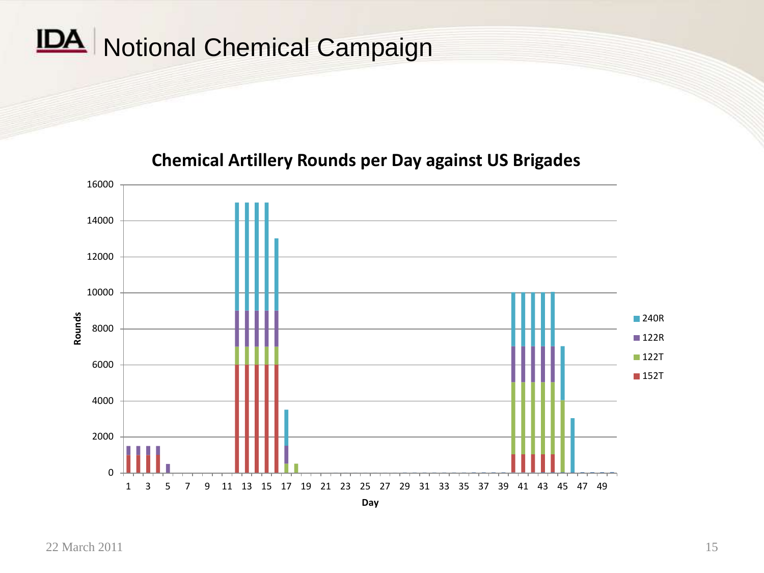# Notional Chemical Campaign

**Chemical Artillery Rounds per Day against US Brigades**

Rounds: 0, 2000, 4000, 6000, 8000, 10000, 12000, 14000, 16000

Day: 1, 3, 5, 7, 9, 11, 13, 15, 17, 19, 21, 23, 25, 27, 29, 31, 33, 35, 37, 39, 41, 43, 45, 47, 49

- 240R
- 122R
- 122T
- 152T

22 March 2011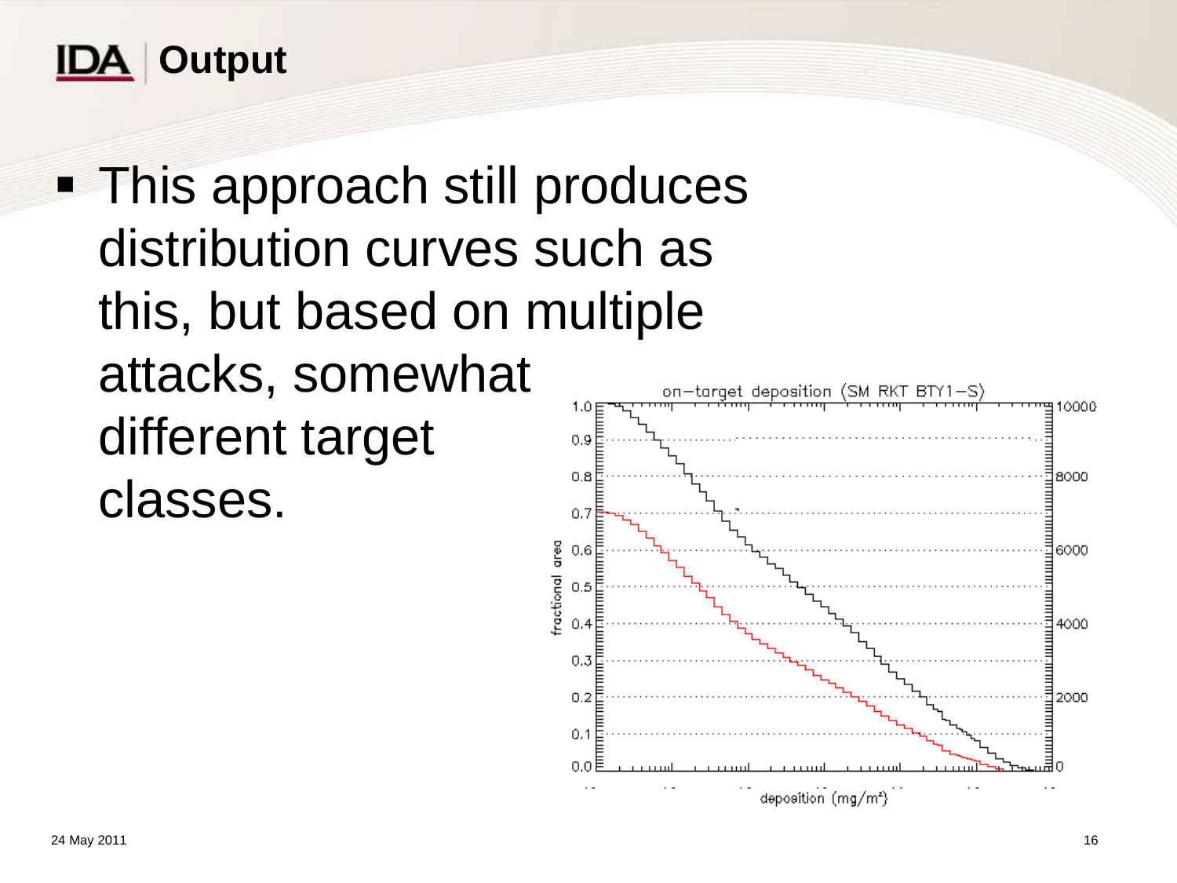# Output

- This approach still produces distribution curves such as this, but based on multiple attacks, somewhat different target classes.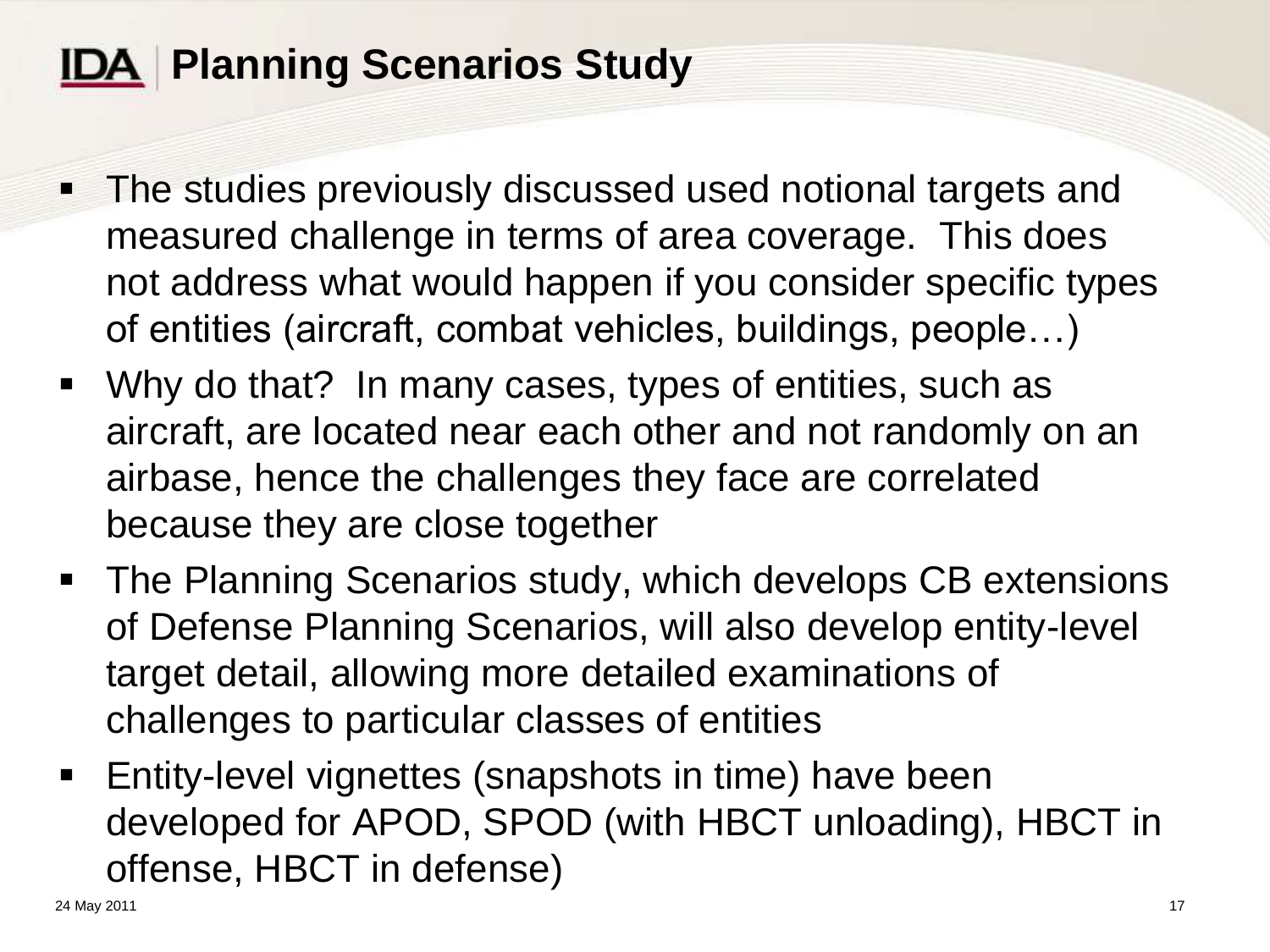# Planning Scenarios Study

- The studies previously discussed used notional targets and measured challenge in terms of area coverage. This does not address what would happen if you consider specific types of entities (aircraft, combat vehicles, buildings, people…)
- Why do that? In many cases, types of entities, such as aircraft, are located near each other and not randomly on an airbase, hence the challenges they face are correlated because they are close together
- The Planning Scenarios study, which develops CB extensions of Defense Planning Scenarios, will also develop entity-level target detail, allowing more detailed examinations of challenges to particular classes of entities
- Entity-level vignettes (snapshots in time) have been developed for APOD, SPOD (with HBCT unloading), HBCT in offense, HBCT in defense)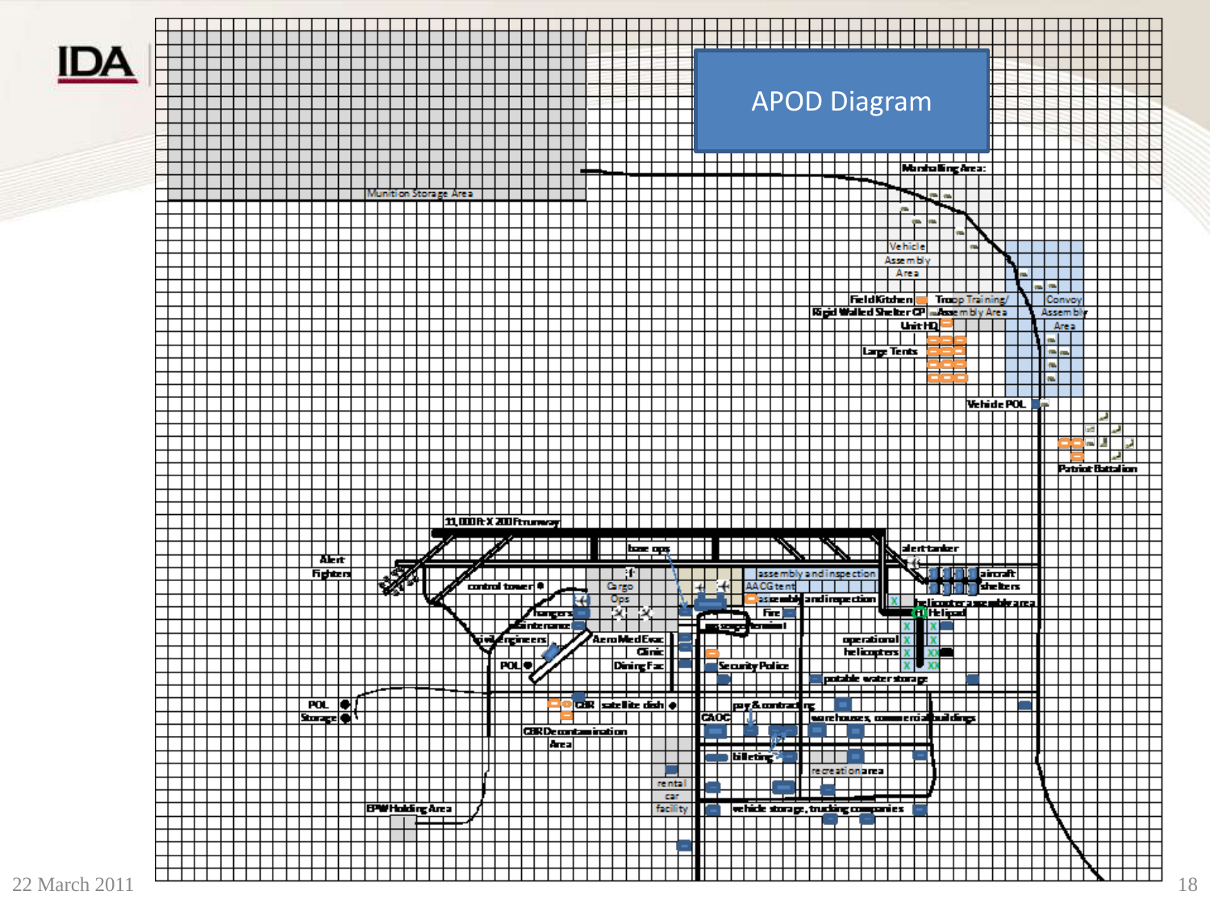# APOD Diagram

Munition Storage Area

Marshalling Area:

Vehicle Assembly Area

Field Kitchen

Troop Training/ Assembly Area

Rigid Walled Shelter CP

Unit HQ

Convoy Assembly Area

Large Tents

Vehicle POL

Patriot Battalion

11,000 ft X 200 ft runway

Alert Fighters

base ops

alert tanker

control tower

Cargo Ops

assembly and inspection

AACG tent

assembly and inspection

aircraft shelters

hangers

Fire

helicopter assembly area

Helipad

maintenance

passenger terminal

civil engineers

AeroMedEvac

Clinic

operational helicopters

POL

Dining Fac

Security Police

potable water storage

POL Storage

CBR

satellite dish

pay & contracting

CAOC

warehouses, commercial buildings

CBR Decontamination Area

billeting

recreation area

rental car facility

EPW Holding Area

vehicle storage, trucking companies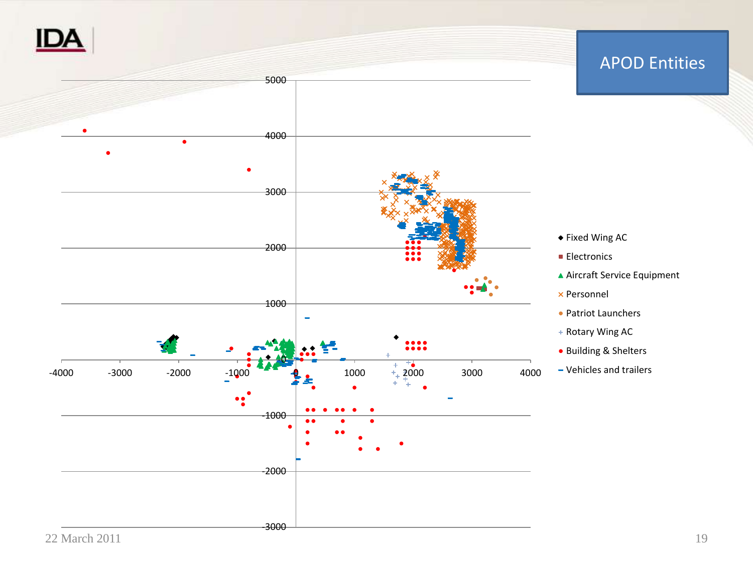# APOD Entities

- Fixed Wing AC
- Electronics
- Aircraft Service Equipment
- Personnel
- Patriot Launchers
- Rotary Wing AC
- Building & Shelters
- Vehicles and trailers

22 March 2011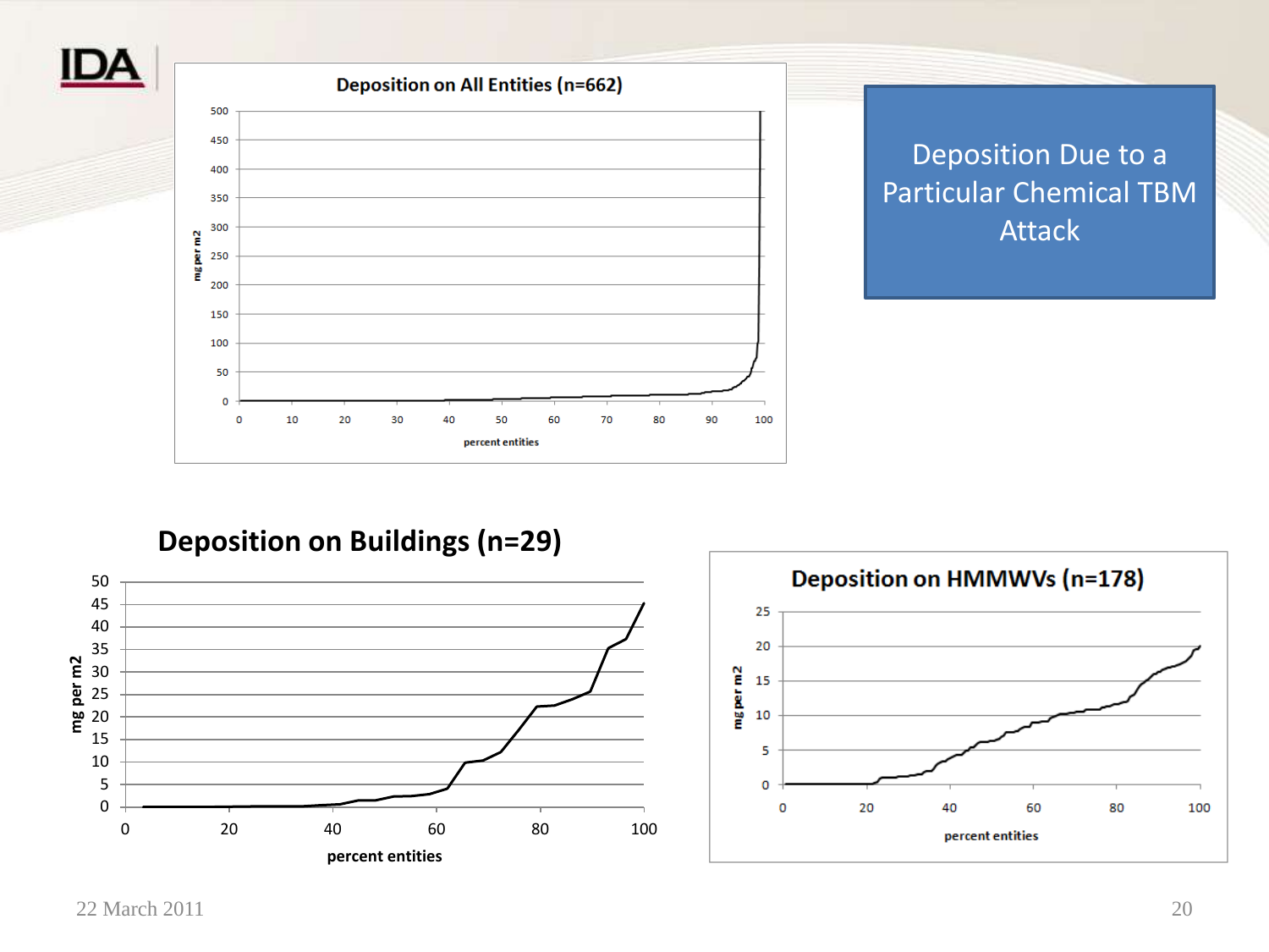# Deposition Due to a Particular Chemical TBM Attack

**Deposition on All Entities (n=662)**

mg per m2 vs. percent entities

**Deposition on Buildings (n=29)**

mg per m2 vs. percent entities

**Deposition on HMMWVs (n=178)**

mg per m2 vs. percent entities

22 March 2011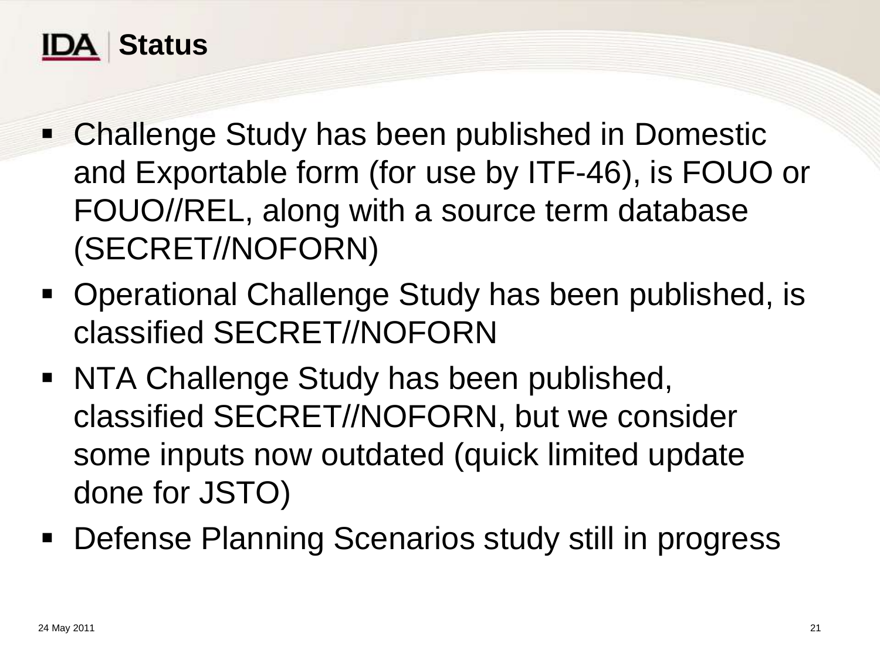# Status

- Challenge Study has been published in Domestic and Exportable form (for use by ITF-46), is FOUO or FOUO//REL, along with a source term database (SECRET//NOFORN)
- Operational Challenge Study has been published, is classified SECRET//NOFORN
- NTA Challenge Study has been published, classified SECRET//NOFORN, but we consider some inputs now outdated (quick limited update done for JSTO)
- Defense Planning Scenarios study still in progress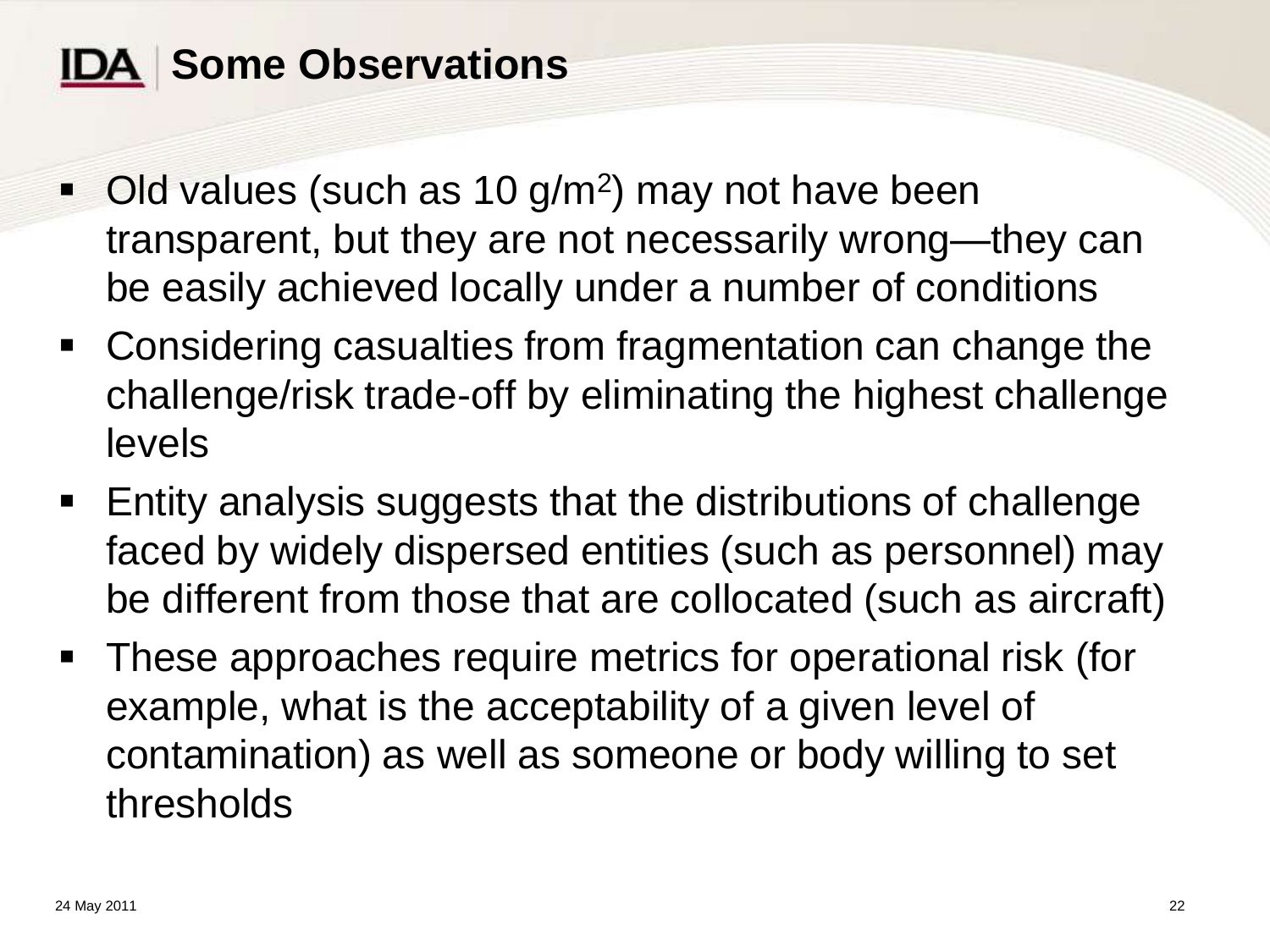## Some Observations

- Old values (such as 10 $g/m^2$) may not have been transparent, but they are not necessarily wrong—they can be easily achieved locally under a number of conditions
- Considering casualties from fragmentation can change the challenge/risk trade-off by eliminating the highest challenge levels
- Entity analysis suggests that the distributions of challenge faced by widely dispersed entities (such as personnel) may be different from those that are collocated (such as aircraft)
- These approaches require metrics for operational risk (for example, what is the acceptability of a given level of contamination) as well as someone or body willing to set thresholds